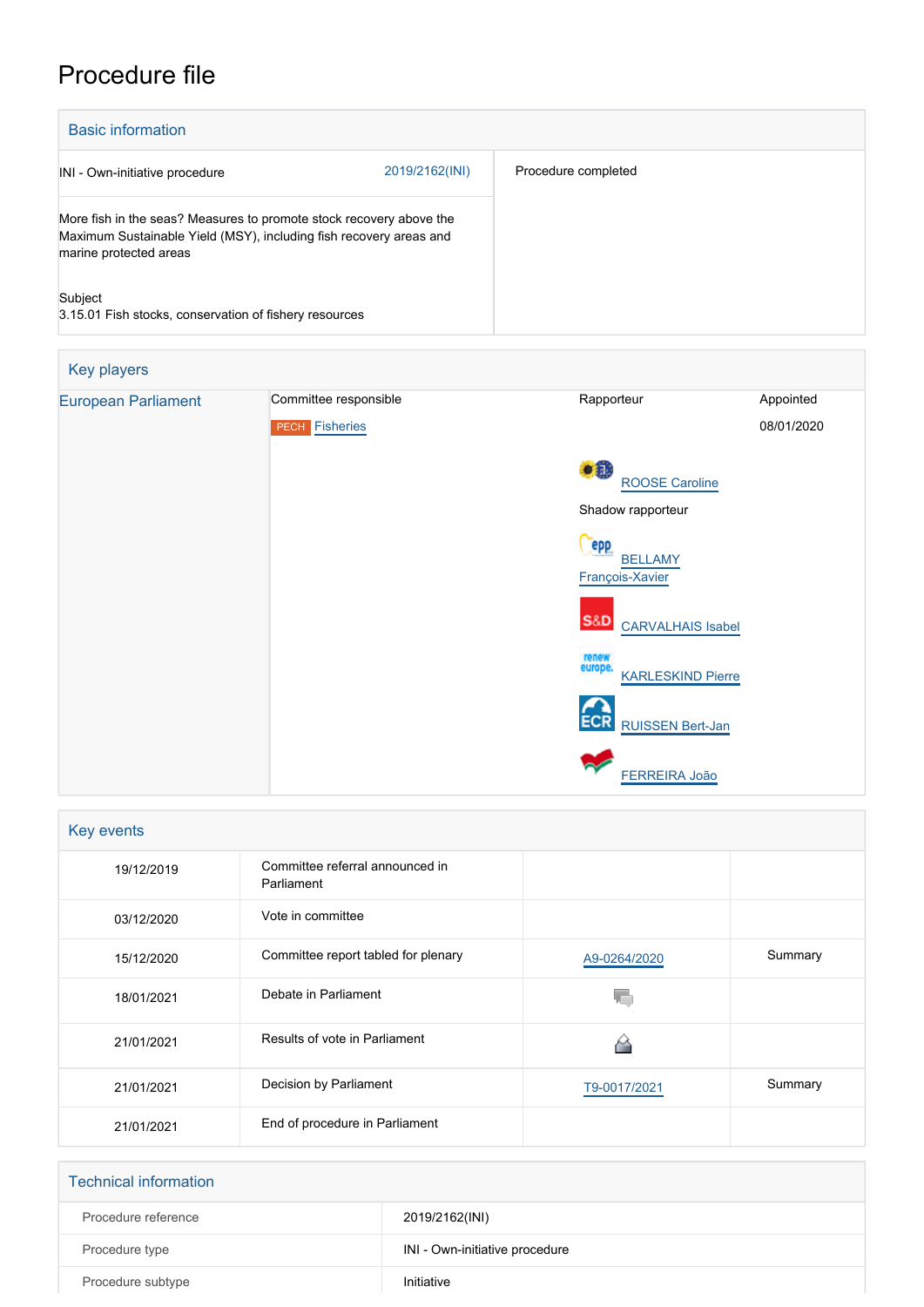# Procedure file

## Basic information

| | | |
|---|---|---|
| INI - Own-initiative procedure | 2019/2162(INI) | Procedure completed |
| More fish in the seas? Measures to promote stock recovery above the Maximum Sustainable Yield (MSY), including fish recovery areas and marine protected areas<br><br>Subject<br>3.15.01 Fish stocks, conservation of fishery resources | | |

## Key players

| | | | |
|---|---|---|---|
| European Parliament | Committee responsible | Rapporteur | Appointed |
| | PECH Fisheries | | 08/01/2020 |
| | | ROOSE Caroline | |
| | | Shadow rapporteur | |
| | | BELLAMY François-Xavier | |
| | | CARVALHAIS Isabel | |
| | | KARLESKIND Pierre | |
| | | RUISSEN Bert-Jan | |
| | | FERREIRA João | |

## Key events

| | | | |
|---|---|---|---|
| 19/12/2019 | Committee referral announced in Parliament | | |
| 03/12/2020 | Vote in committee | | |
| 15/12/2020 | Committee report tabled for plenary | A9-0264/2020 | Summary |
| 18/01/2021 | Debate in Parliament | | |
| 21/01/2021 | Results of vote in Parliament | | |
| 21/01/2021 | Decision by Parliament | T9-0017/2021 | Summary |
| 21/01/2021 | End of procedure in Parliament | | |

## Technical information

| | |
|---|---|
| Procedure reference | 2019/2162(INI) |
| Procedure type | INI - Own-initiative procedure |
| Procedure subtype | Initiative |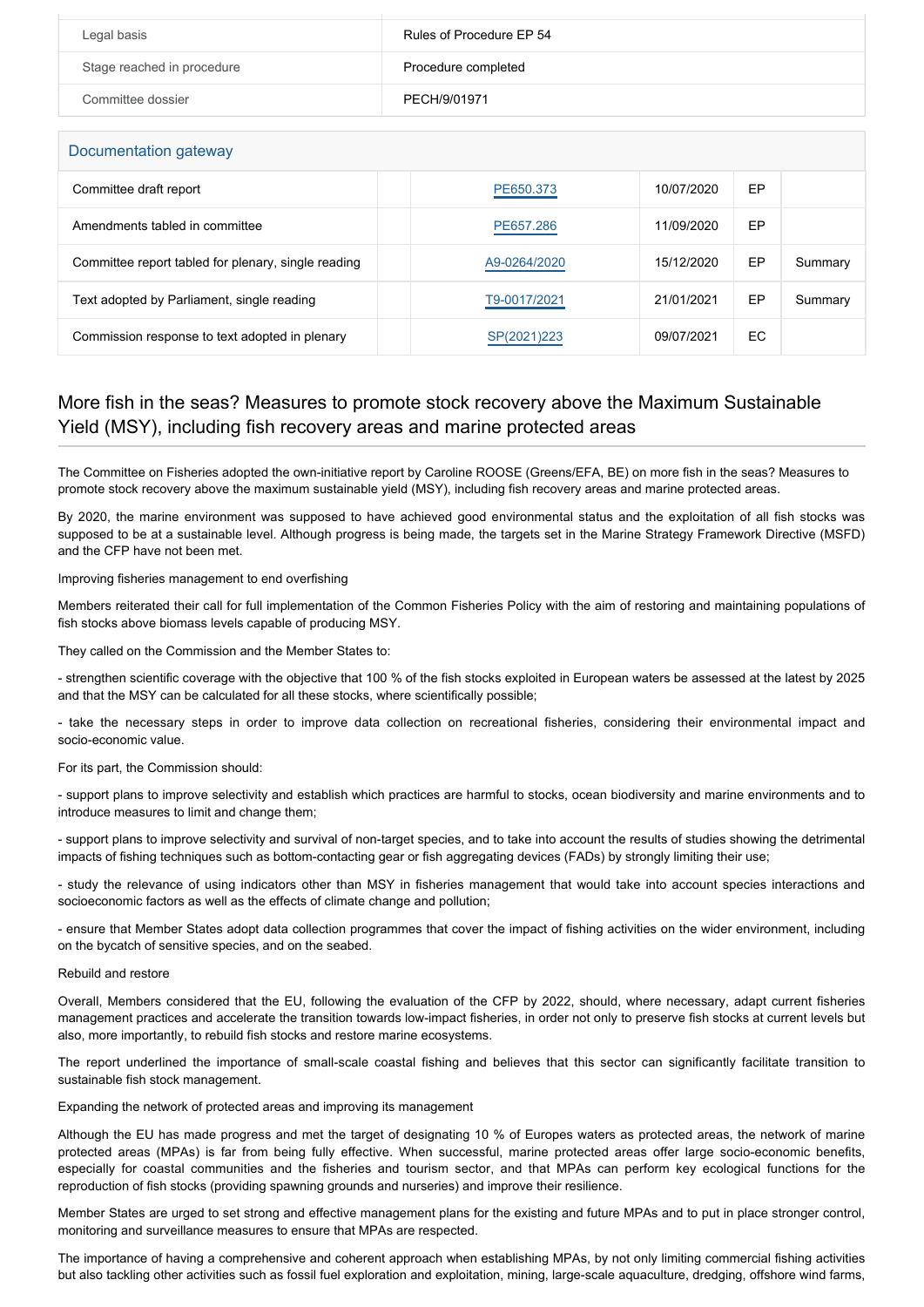| | |
|---|---|
| Legal basis | Rules of Procedure EP 54 |
| Stage reached in procedure | Procedure completed |
| Committee dossier | PECH/9/01971 |

## Documentation gateway

| | | | | | |
|---|---|---|---|---|---|
| Committee draft report | | PE650.373 | 10/07/2020 | EP | |
| Amendments tabled in committee | | PE657.286 | 11/09/2020 | EP | |
| Committee report tabled for plenary, single reading | | A9-0264/2020 | 15/12/2020 | EP | Summary |
| Text adopted by Parliament, single reading | | T9-0017/2021 | 21/01/2021 | EP | Summary |
| Commission response to text adopted in plenary | | SP(2021)223 | 09/07/2021 | EC | |

## More fish in the seas? Measures to promote stock recovery above the Maximum Sustainable Yield (MSY), including fish recovery areas and marine protected areas

The Committee on Fisheries adopted the own-initiative report by Caroline ROOSE (Greens/EFA, BE) on more fish in the seas? Measures to promote stock recovery above the maximum sustainable yield (MSY), including fish recovery areas and marine protected areas.

By 2020, the marine environment was supposed to have achieved good environmental status and the exploitation of all fish stocks was supposed to be at a sustainable level. Although progress is being made, the targets set in the Marine Strategy Framework Directive (MSFD) and the CFP have not been met.

Improving fisheries management to end overfishing

Members reiterated their call for full implementation of the Common Fisheries Policy with the aim of restoring and maintaining populations of fish stocks above biomass levels capable of producing MSY.

They called on the Commission and the Member States to:

- strengthen scientific coverage with the objective that 100 % of the fish stocks exploited in European waters be assessed at the latest by 2025 and that the MSY can be calculated for all these stocks, where scientifically possible;

- take the necessary steps in order to improve data collection on recreational fisheries, considering their environmental impact and socio-economic value.

For its part, the Commission should:

- support plans to improve selectivity and establish which practices are harmful to stocks, ocean biodiversity and marine environments and to introduce measures to limit and change them;

- support plans to improve selectivity and survival of non-target species, and to take into account the results of studies showing the detrimental impacts of fishing techniques such as bottom-contacting gear or fish aggregating devices (FADs) by strongly limiting their use;

- study the relevance of using indicators other than MSY in fisheries management that would take into account species interactions and socioeconomic factors as well as the effects of climate change and pollution;

- ensure that Member States adopt data collection programmes that cover the impact of fishing activities on the wider environment, including on the bycatch of sensitive species, and on the seabed.

Rebuild and restore

Overall, Members considered that the EU, following the evaluation of the CFP by 2022, should, where necessary, adapt current fisheries management practices and accelerate the transition towards low-impact fisheries, in order not only to preserve fish stocks at current levels but also, more importantly, to rebuild fish stocks and restore marine ecosystems.

The report underlined the importance of small-scale coastal fishing and believes that this sector can significantly facilitate transition to sustainable fish stock management.

Expanding the network of protected areas and improving its management

Although the EU has made progress and met the target of designating 10 % of Europes waters as protected areas, the network of marine protected areas (MPAs) is far from being fully effective. When successful, marine protected areas offer large socio-economic benefits, especially for coastal communities and the fisheries and tourism sector, and that MPAs can perform key ecological functions for the reproduction of fish stocks (providing spawning grounds and nurseries) and improve their resilience.

Member States are urged to set strong and effective management plans for the existing and future MPAs and to put in place stronger control, monitoring and surveillance measures to ensure that MPAs are respected.

The importance of having a comprehensive and coherent approach when establishing MPAs, by not only limiting commercial fishing activities but also tackling other activities such as fossil fuel exploration and exploitation, mining, large-scale aquaculture, dredging, offshore wind farms,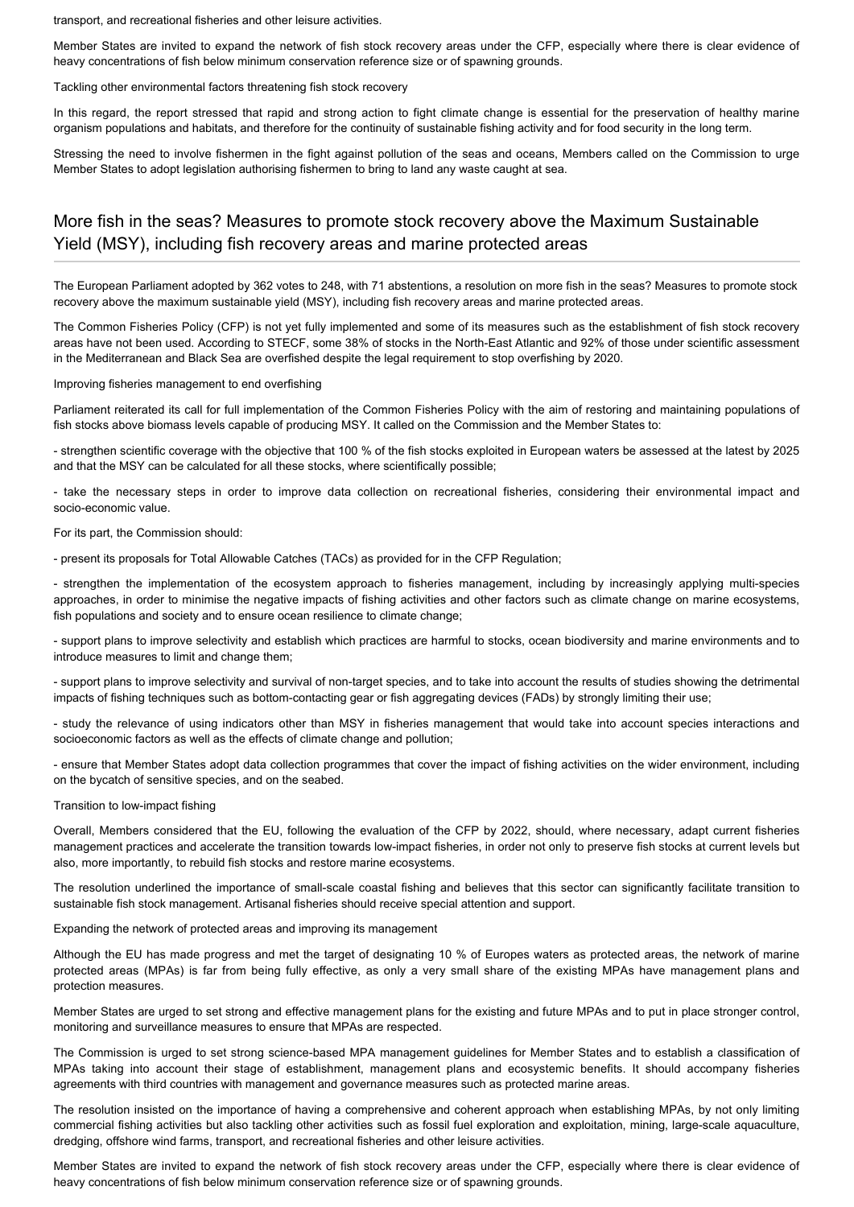transport, and recreational fisheries and other leisure activities.

Member States are invited to expand the network of fish stock recovery areas under the CFP, especially where there is clear evidence of heavy concentrations of fish below minimum conservation reference size or of spawning grounds.

Tackling other environmental factors threatening fish stock recovery

In this regard, the report stressed that rapid and strong action to fight climate change is essential for the preservation of healthy marine organism populations and habitats, and therefore for the continuity of sustainable fishing activity and for food security in the long term.

Stressing the need to involve fishermen in the fight against pollution of the seas and oceans, Members called on the Commission to urge Member States to adopt legislation authorising fishermen to bring to land any waste caught at sea.

## More fish in the seas? Measures to promote stock recovery above the Maximum Sustainable Yield (MSY), including fish recovery areas and marine protected areas

The European Parliament adopted by 362 votes to 248, with 71 abstentions, a resolution on more fish in the seas? Measures to promote stock recovery above the maximum sustainable yield (MSY), including fish recovery areas and marine protected areas.

The Common Fisheries Policy (CFP) is not yet fully implemented and some of its measures such as the establishment of fish stock recovery areas have not been used. According to STECF, some 38% of stocks in the North-East Atlantic and 92% of those under scientific assessment in the Mediterranean and Black Sea are overfished despite the legal requirement to stop overfishing by 2020.

Improving fisheries management to end overfishing

Parliament reiterated its call for full implementation of the Common Fisheries Policy with the aim of restoring and maintaining populations of fish stocks above biomass levels capable of producing MSY. It called on the Commission and the Member States to:

- strengthen scientific coverage with the objective that 100 % of the fish stocks exploited in European waters be assessed at the latest by 2025 and that the MSY can be calculated for all these stocks, where scientifically possible;

- take the necessary steps in order to improve data collection on recreational fisheries, considering their environmental impact and socio-economic value.

For its part, the Commission should:

- present its proposals for Total Allowable Catches (TACs) as provided for in the CFP Regulation;

- strengthen the implementation of the ecosystem approach to fisheries management, including by increasingly applying multi-species approaches, in order to minimise the negative impacts of fishing activities and other factors such as climate change on marine ecosystems, fish populations and society and to ensure ocean resilience to climate change;

- support plans to improve selectivity and establish which practices are harmful to stocks, ocean biodiversity and marine environments and to introduce measures to limit and change them;

- support plans to improve selectivity and survival of non-target species, and to take into account the results of studies showing the detrimental impacts of fishing techniques such as bottom-contacting gear or fish aggregating devices (FADs) by strongly limiting their use;

- study the relevance of using indicators other than MSY in fisheries management that would take into account species interactions and socioeconomic factors as well as the effects of climate change and pollution;

- ensure that Member States adopt data collection programmes that cover the impact of fishing activities on the wider environment, including on the bycatch of sensitive species, and on the seabed.

Transition to low-impact fishing

Overall, Members considered that the EU, following the evaluation of the CFP by 2022, should, where necessary, adapt current fisheries management practices and accelerate the transition towards low-impact fisheries, in order not only to preserve fish stocks at current levels but also, more importantly, to rebuild fish stocks and restore marine ecosystems.

The resolution underlined the importance of small-scale coastal fishing and believes that this sector can significantly facilitate transition to sustainable fish stock management. Artisanal fisheries should receive special attention and support.

Expanding the network of protected areas and improving its management

Although the EU has made progress and met the target of designating 10 % of Europes waters as protected areas, the network of marine protected areas (MPAs) is far from being fully effective, as only a very small share of the existing MPAs have management plans and protection measures.

Member States are urged to set strong and effective management plans for the existing and future MPAs and to put in place stronger control, monitoring and surveillance measures to ensure that MPAs are respected.

The Commission is urged to set strong science-based MPA management guidelines for Member States and to establish a classification of MPAs taking into account their stage of establishment, management plans and ecosystemic benefits. It should accompany fisheries agreements with third countries with management and governance measures such as protected marine areas.

The resolution insisted on the importance of having a comprehensive and coherent approach when establishing MPAs, by not only limiting commercial fishing activities but also tackling other activities such as fossil fuel exploration and exploitation, mining, large-scale aquaculture, dredging, offshore wind farms, transport, and recreational fisheries and other leisure activities.

Member States are invited to expand the network of fish stock recovery areas under the CFP, especially where there is clear evidence of heavy concentrations of fish below minimum conservation reference size or of spawning grounds.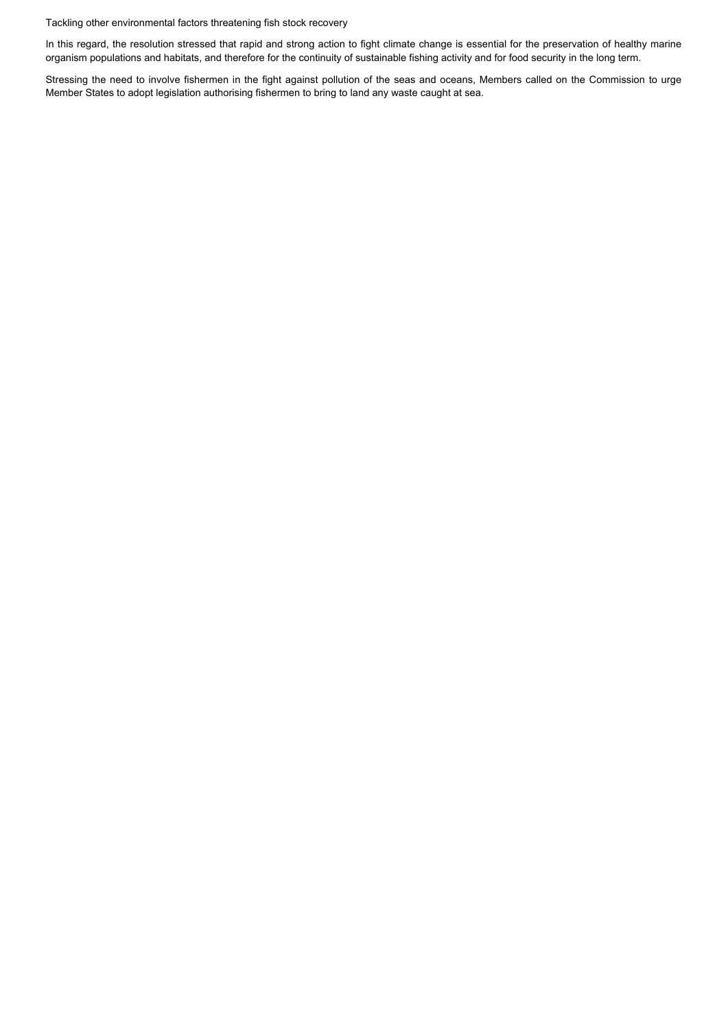Tackling other environmental factors threatening fish stock recovery

In this regard, the resolution stressed that rapid and strong action to fight climate change is essential for the preservation of healthy marine organism populations and habitats, and therefore for the continuity of sustainable fishing activity and for food security in the long term.

Stressing the need to involve fishermen in the fight against pollution of the seas and oceans, Members called on the Commission to urge Member States to adopt legislation authorising fishermen to bring to land any waste caught at sea.